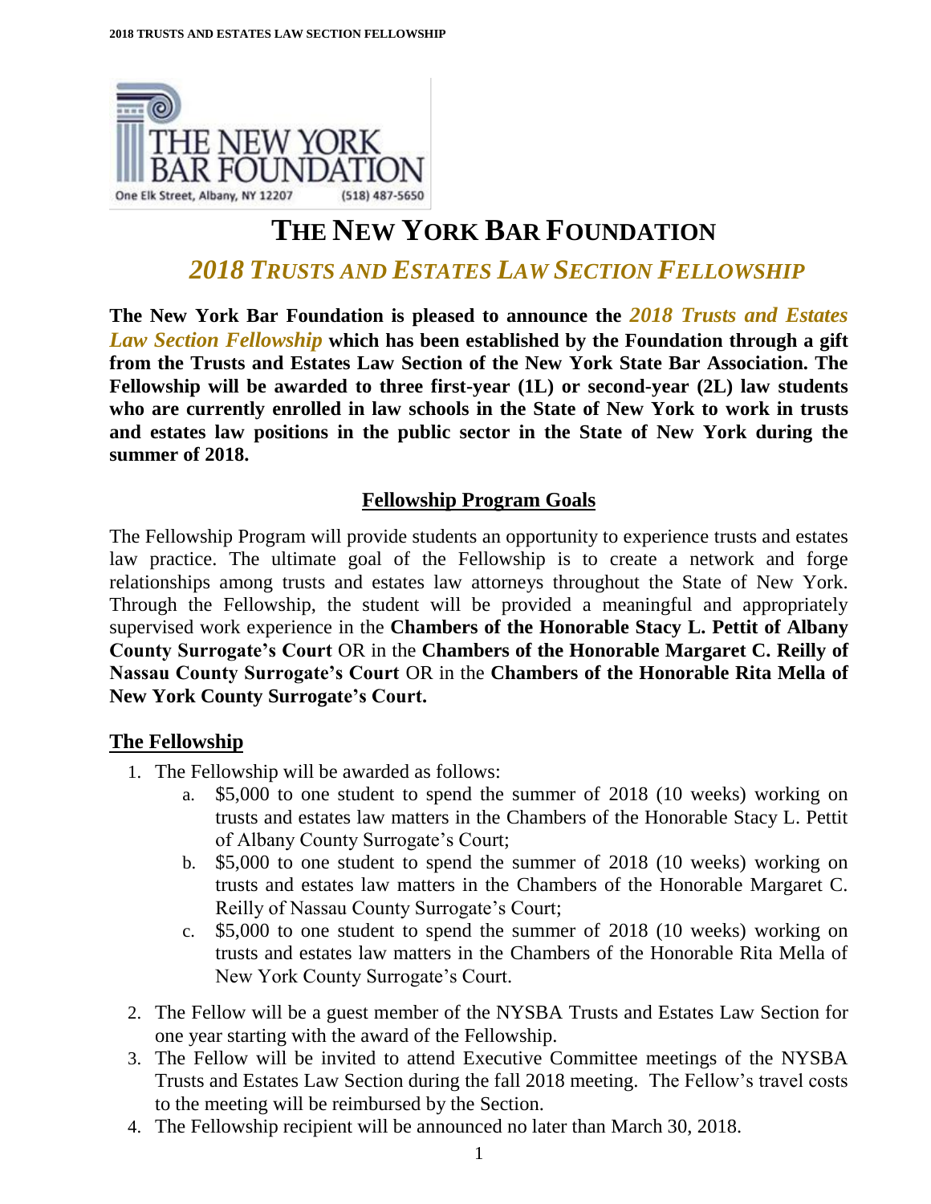# THE NEW YORK BAR FOUNDATION

## *2018 TRUSTS AND ESTATES LAW SECTION FELLOWSHIP*

**The New York Bar Foundation is pleased to announce the *2018 Trusts and Estates Law Section Fellowship* which has been established by the Foundation through a gift from the Trusts and Estates Law Section of the New York State Bar Association. The Fellowship will be awarded to three first-year (1L) or second-year (2L) law students who are currently enrolled in law schools in the State of New York to work in trusts and estates law positions in the public sector in the State of New York during the summer of 2018.**

### Fellowship Program Goals

The Fellowship Program will provide students an opportunity to experience trusts and estates law practice. The ultimate goal of the Fellowship is to create a network and forge relationships among trusts and estates law attorneys throughout the State of New York. Through the Fellowship, the student will be provided a meaningful and appropriately supervised work experience in the **Chambers of the Honorable Stacy L. Pettit of Albany County Surrogate's Court** OR in the **Chambers of the Honorable Margaret C. Reilly of Nassau County Surrogate's Court** OR in the **Chambers of the Honorable Rita Mella of New York County Surrogate's Court.**

### The Fellowship

1. The Fellowship will be awarded as follows:
   a. $5,000 to one student to spend the summer of 2018 (10 weeks) working on trusts and estates law matters in the Chambers of the Honorable Stacy L. Pettit of Albany County Surrogate's Court;
   b. $5,000 to one student to spend the summer of 2018 (10 weeks) working on trusts and estates law matters in the Chambers of the Honorable Margaret C. Reilly of Nassau County Surrogate's Court;
   c. $5,000 to one student to spend the summer of 2018 (10 weeks) working on trusts and estates law matters in the Chambers of the Honorable Rita Mella of New York County Surrogate's Court.
2. The Fellow will be a guest member of the NYSBA Trusts and Estates Law Section for one year starting with the award of the Fellowship.
3. The Fellow will be invited to attend Executive Committee meetings of the NYSBA Trusts and Estates Law Section during the fall 2018 meeting. The Fellow's travel costs to the meeting will be reimbursed by the Section.
4. The Fellowship recipient will be announced no later than March 30, 2018.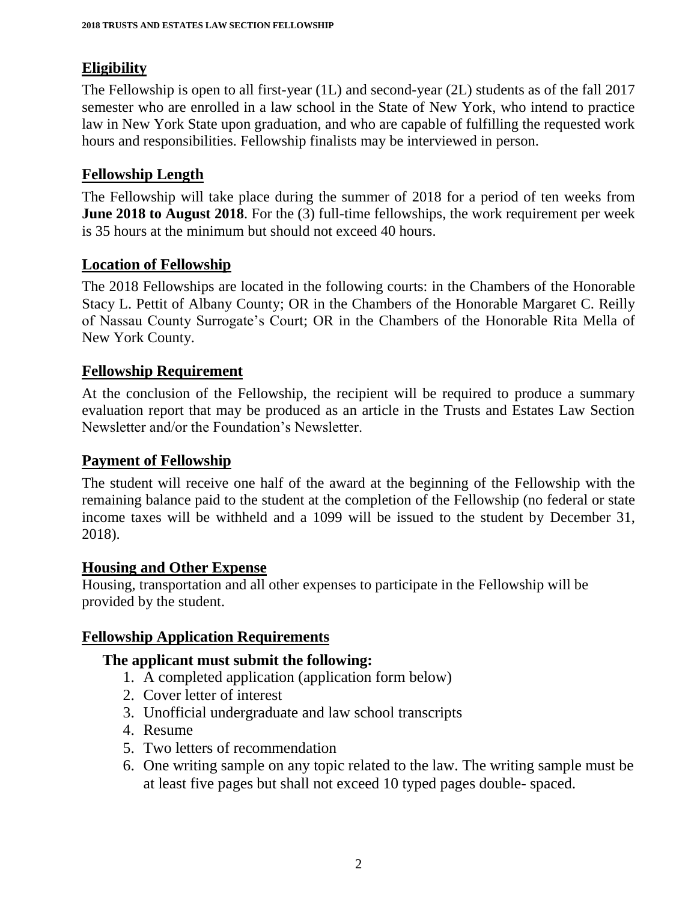## Eligibility

The Fellowship is open to all first-year (1L) and second-year (2L) students as of the fall 2017 semester who are enrolled in a law school in the State of New York, who intend to practice law in New York State upon graduation, and who are capable of fulfilling the requested work hours and responsibilities. Fellowship finalists may be interviewed in person.

## Fellowship Length

The Fellowship will take place during the summer of 2018 for a period of ten weeks from **June 2018 to August 2018**. For the (3) full-time fellowships, the work requirement per week is 35 hours at the minimum but should not exceed 40 hours.

## Location of Fellowship

The 2018 Fellowships are located in the following courts: in the Chambers of the Honorable Stacy L. Pettit of Albany County; OR in the Chambers of the Honorable Margaret C. Reilly of Nassau County Surrogate's Court; OR in the Chambers of the Honorable Rita Mella of New York County.

## Fellowship Requirement

At the conclusion of the Fellowship, the recipient will be required to produce a summary evaluation report that may be produced as an article in the Trusts and Estates Law Section Newsletter and/or the Foundation's Newsletter.

## Payment of Fellowship

The student will receive one half of the award at the beginning of the Fellowship with the remaining balance paid to the student at the completion of the Fellowship (no federal or state income taxes will be withheld and a 1099 will be issued to the student by December 31, 2018).

## Housing and Other Expense

Housing, transportation and all other expenses to participate in the Fellowship will be provided by the student.

## Fellowship Application Requirements

**The applicant must submit the following:**

1. A completed application (application form below)
2. Cover letter of interest
3. Unofficial undergraduate and law school transcripts
4. Resume
5. Two letters of recommendation
6. One writing sample on any topic related to the law. The writing sample must be at least five pages but shall not exceed 10 typed pages double- spaced.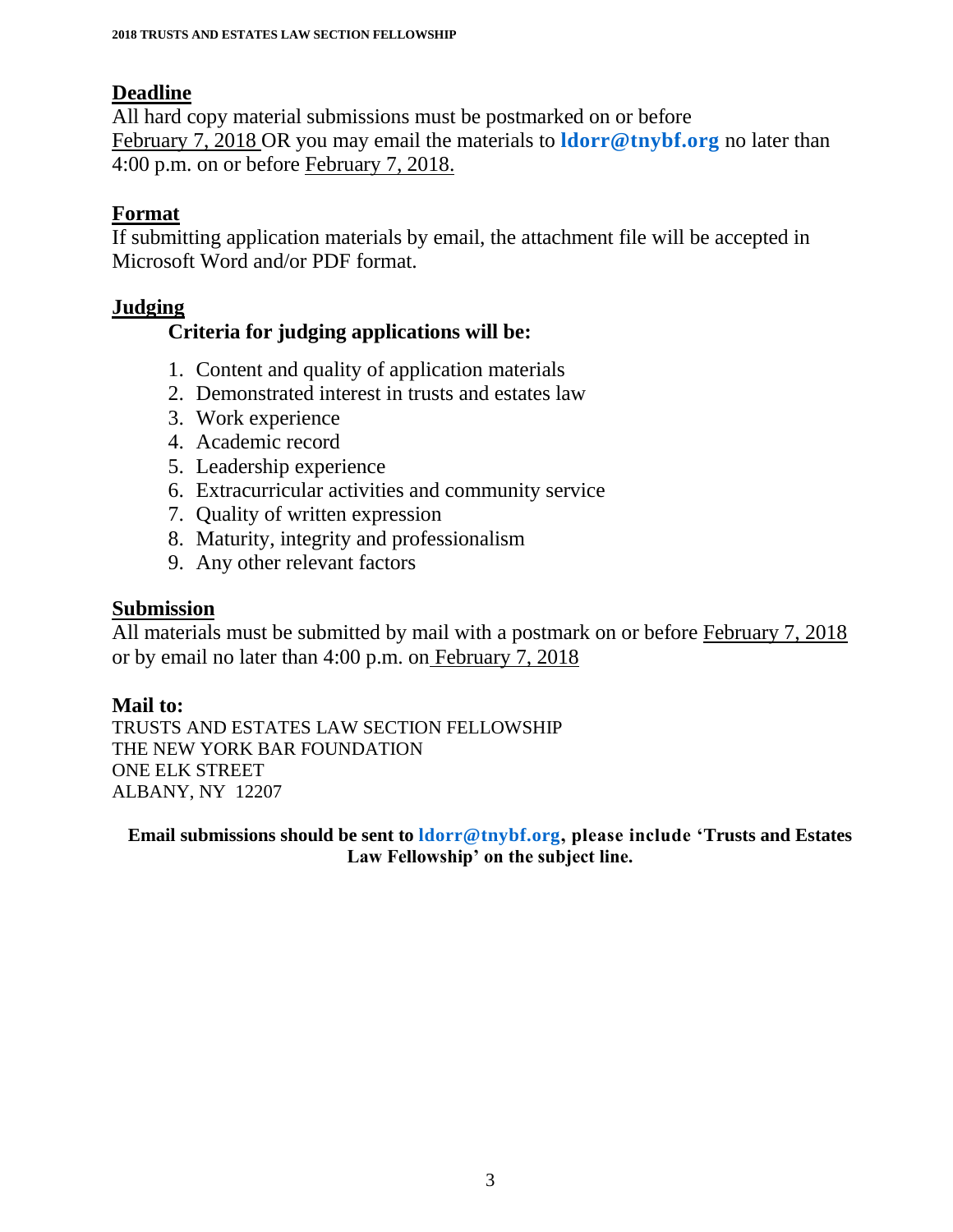## Deadline

All hard copy material submissions must be postmarked on or before February 7, 2018 OR you may email the materials to **ldorr@tnybf.org** no later than 4:00 p.m. on or before February 7, 2018.

## Format

If submitting application materials by email, the attachment file will be accepted in Microsoft Word and/or PDF format.

## Judging

**Criteria for judging applications will be:**

1. Content and quality of application materials
2. Demonstrated interest in trusts and estates law
3. Work experience
4. Academic record
5. Leadership experience
6. Extracurricular activities and community service
7. Quality of written expression
8. Maturity, integrity and professionalism
9. Any other relevant factors

## Submission

All materials must be submitted by mail with a postmark on or before February 7, 2018 or by email no later than 4:00 p.m. on February 7, 2018

**Mail to:**

TRUSTS AND ESTATES LAW SECTION FELLOWSHIP
THE NEW YORK BAR FOUNDATION
ONE ELK STREET
ALBANY, NY 12207

**Email submissions should be sent to ldorr@tnybf.org, please include 'Trusts and Estates Law Fellowship' on the subject line.**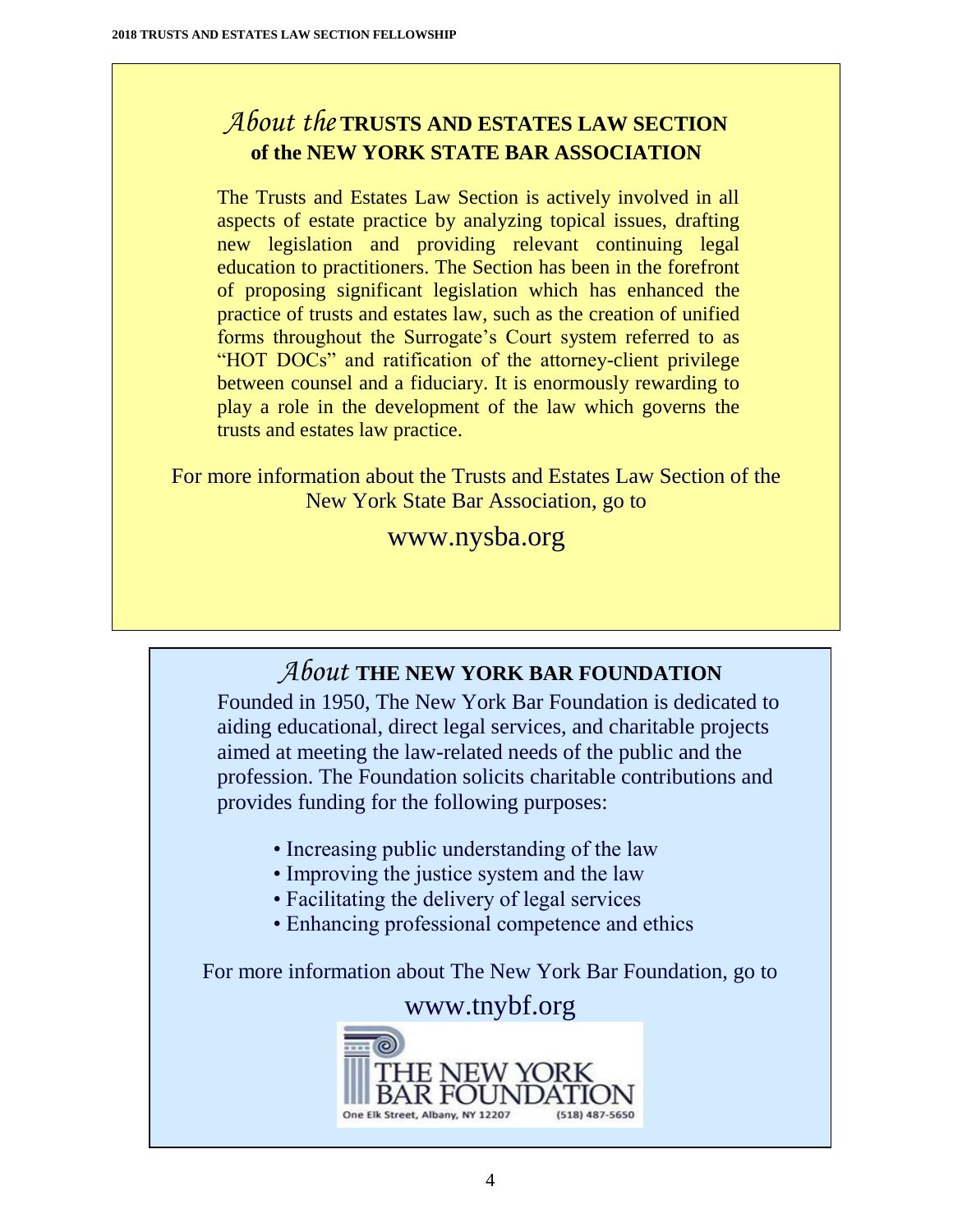## *About the* TRUSTS AND ESTATES LAW SECTION of the NEW YORK STATE BAR ASSOCIATION

The Trusts and Estates Law Section is actively involved in all aspects of estate practice by analyzing topical issues, drafting new legislation and providing relevant continuing legal education to practitioners. The Section has been in the forefront of proposing significant legislation which has enhanced the practice of trusts and estates law, such as the creation of unified forms throughout the Surrogate's Court system referred to as "HOT DOCs" and ratification of the attorney-client privilege between counsel and a fiduciary. It is enormously rewarding to play a role in the development of the law which governs the trusts and estates law practice.

For more information about the Trusts and Estates Law Section of the New York State Bar Association, go to

www.nysba.org

## *About* THE NEW YORK BAR FOUNDATION

Founded in 1950, The New York Bar Foundation is dedicated to aiding educational, direct legal services, and charitable projects aimed at meeting the law-related needs of the public and the profession. The Foundation solicits charitable contributions and provides funding for the following purposes:

- Increasing public understanding of the law
- Improving the justice system and the law
- Facilitating the delivery of legal services
- Enhancing professional competence and ethics

For more information about The New York Bar Foundation, go to

www.tnybf.org

THE NEW YORK BAR FOUNDATION
One Elk Street, Albany, NY 12207 (518) 487-5650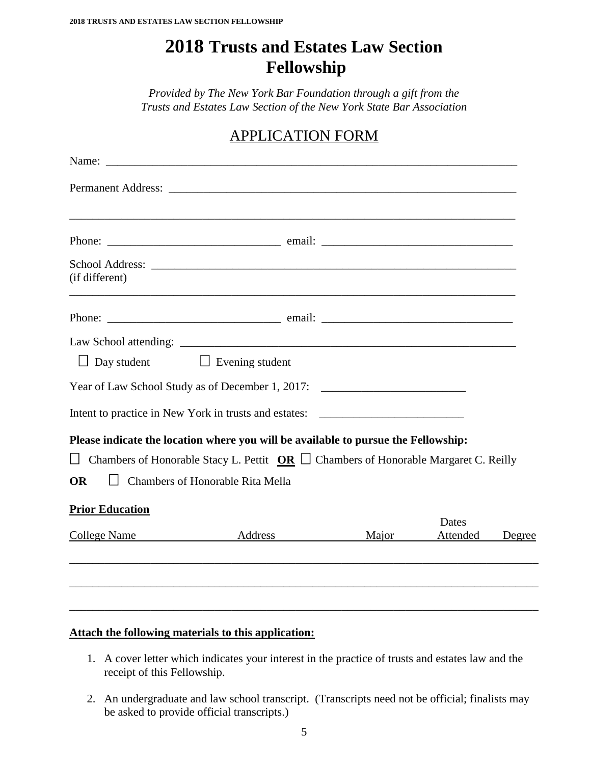# 2018 Trusts and Estates Law Section Fellowship

*Provided by The New York Bar Foundation through a gift from the Trusts and Estates Law Section of the New York State Bar Association*

## APPLICATION FORM

Name: ___________________________________________________________________________

Permanent Address: _______________________________________________________________

_____________________________________________________________________________

Phone: ______________________________ email: _________________________________

School Address: __________________________________________________________________
(if different)

_____________________________________________________________________________

Phone: ______________________________ email: _________________________________

Law School attending: _____________________________________________________________

☐ Day student ☐ Evening student

Year of Law School Study as of December 1, 2017: ________________________

Intent to practice in New York in trusts and estates: ________________________

**Please indicate the location where you will be available to pursue the Fellowship:**

☐ Chambers of Honorable Stacy L. Pettit **OR** ☐ Chambers of Honorable Margaret C. Reilly

**OR** ☐ Chambers of Honorable Rita Mella

**Prior Education**

| College Name | Address | Major | Dates Attended | Degree |
|---|---|---|---|---|
| | | | | |
| | | | | |
| | | | | |

**Attach the following materials to this application:**

1. A cover letter which indicates your interest in the practice of trusts and estates law and the receipt of this Fellowship.

2. An undergraduate and law school transcript. (Transcripts need not be official; finalists may be asked to provide official transcripts.)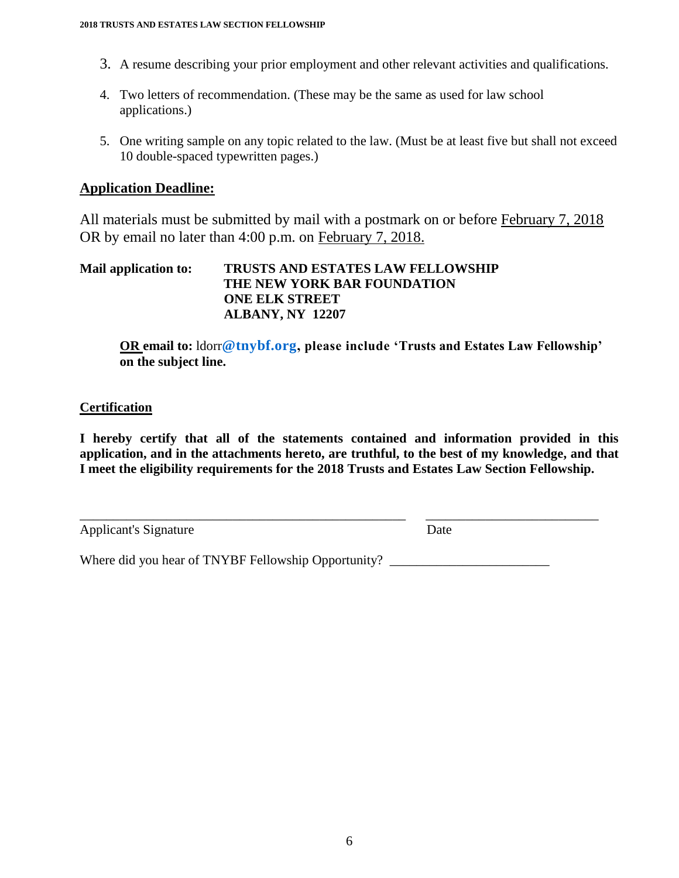3. A resume describing your prior employment and other relevant activities and qualifications.

4. Two letters of recommendation. (These may be the same as used for law school applications.)

5. One writing sample on any topic related to the law. (Must be at least five but shall not exceed 10 double-spaced typewritten pages.)

## Application Deadline:

All materials must be submitted by mail with a postmark on or before February 7, 2018 OR by email no later than 4:00 p.m. on February 7, 2018.

**Mail application to:** **TRUSTS AND ESTATES LAW FELLOWSHIP**
**THE NEW YORK BAR FOUNDATION**
**ONE ELK STREET**
**ALBANY, NY 12207**

**OR email to:** ldorr@tnybf.org, **please include 'Trusts and Estates Law Fellowship' on the subject line.**

## Certification

**I hereby certify that all of the statements contained and information provided in this application, and in the attachments hereto, are truthful, to the best of my knowledge, and that I meet the eligibility requirements for the 2018 Trusts and Estates Law Section Fellowship.**

_______________________________________ _______________________

Applicant's Signature Date

Where did you hear of TNYBF Fellowship Opportunity? _______________________